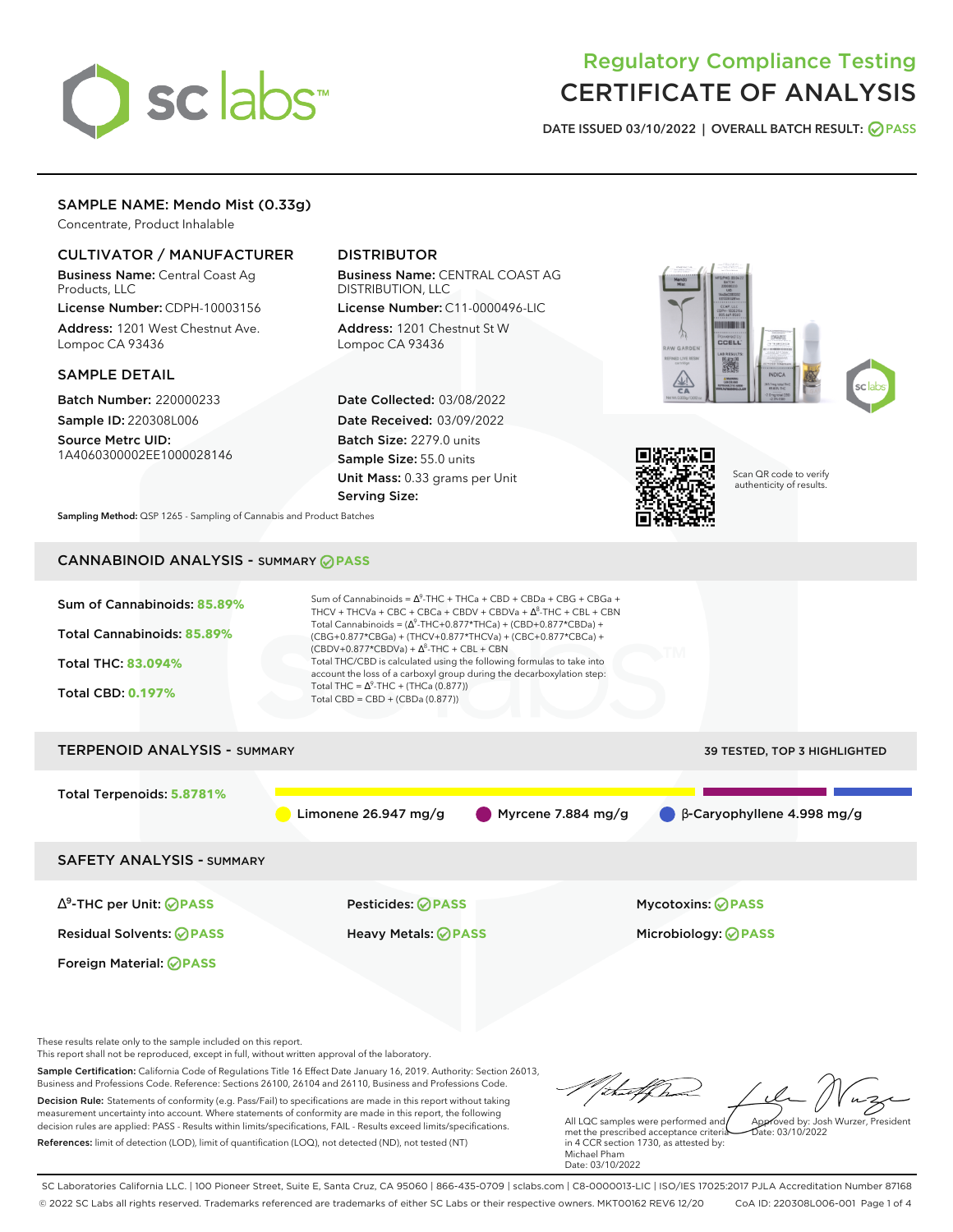# Regulatory Compliance Testing
# CERTIFICATE OF ANALYSIS

**DATE ISSUED 03/10/2022 | OVERALL BATCH RESULT: PASS**

## SAMPLE NAME: Mendo Mist (0.33g)

Concentrate, Product Inhalable

### CULTIVATOR / MANUFACTURER

**Business Name:** Central Coast Ag Products, LLC

**License Number:** CDPH-10003156

**Address:** 1201 West Chestnut Ave. Lompoc CA 93436

### DISTRIBUTOR

**Business Name:** CENTRAL COAST AG DISTRIBUTION, LLC

**License Number:** C11-0000496-LIC

**Address:** 1201 Chestnut St W Lompoc CA 93436

### SAMPLE DETAIL

**Batch Number:** 220000233

**Sample ID:** 220308L006

**Source Metrc UID:** 1A4060300002EE1000028146

**Date Collected:** 03/08/2022

**Date Received:** 03/09/2022

**Batch Size:** 2279.0 units

**Sample Size:** 55.0 units

**Unit Mass:** 0.33 grams per Unit

**Serving Size:**

Scan QR code to verify authenticity of results.

**Sampling Method:** QSP 1265 - Sampling of Cannabis and Product Batches

## CANNABINOID ANALYSIS - SUMMARY PASS

**Sum of Cannabinoids:** 85.89%

**Total Cannabinoids:** 85.89%

**Total THC:** 83.094%

**Total CBD:** 0.197%

Sum of Cannabinoids = $\Delta^9$-THC + THCa + CBD + CBDa + CBG + CBGa + THCV + THCVa + CBC + CBCa + CBDV + CBDVa + $\Delta^8$-THC + CBL + CBN

Total Cannabinoids = ($\Delta^9$-THC+0.877*THCa) + (CBD+0.877*CBDa) + (CBG+0.877*CBGa) + (THCV+0.877*THCVa) + (CBC+0.877*CBCa) + (CBDV+0.877*CBDVa) + $\Delta^8$-THC + CBL + CBN

Total THC/CBD is calculated using the following formulas to take into account the loss of a carboxyl group during the decarboxylation step:

Total THC = $\Delta^9$-THC + (THCa (0.877))

Total CBD = CBD + (CBDa (0.877))

## TERPENOID ANALYSIS - SUMMARY

39 TESTED, TOP 3 HIGHLIGHTED

**Total Terpenoids:** 5.8781%

Limonene 26.947 mg/g | Myrcene 7.884 mg/g | β-Caryophyllene 4.998 mg/g

## SAFETY ANALYSIS - SUMMARY

$\Delta^9$-THC per Unit: PASS

Pesticides: PASS

Mycotoxins: PASS

Residual Solvents: PASS

Heavy Metals: PASS

Microbiology: PASS

Foreign Material: PASS

These results relate only to the sample included on this report.
This report shall not be reproduced, except in full, without written approval of the laboratory.

**Sample Certification:** California Code of Regulations Title 16 Effect Date January 16, 2019. Authority: Section 26013, Business and Professions Code. Reference: Sections 26100, 26104 and 26110, Business and Professions Code.

**Decision Rule:** Statements of conformity (e.g. Pass/Fail) to specifications are made in this report without taking measurement uncertainty into account. Where statements of conformity are made in this report, the following decision rules are applied: PASS - Results within limits/specifications, FAIL - Results exceed limits/specifications.

**References:** limit of detection (LOD), limit of quantification (LOQ), not detected (ND), not tested (NT)

All LQC samples were performed and met the prescribed acceptance criteria in 4 CCR section 1730, as attested by: Michael Pham
Date: 03/10/2022

Approved by: Josh Wurzer, President
Date: 03/10/2022

SC Laboratories California LLC. | 100 Pioneer Street, Suite E, Santa Cruz, CA 95060 | 866-435-0709 | sclabs.com | C8-0000013-LIC | ISO/IES 17025:2017 PJLA Accreditation Number 87168
© 2022 SC Labs all rights reserved. Trademarks referenced are trademarks of either SC Labs or their respective owners. MKT00162 REV6 12/20 CoA ID: 220308L006-001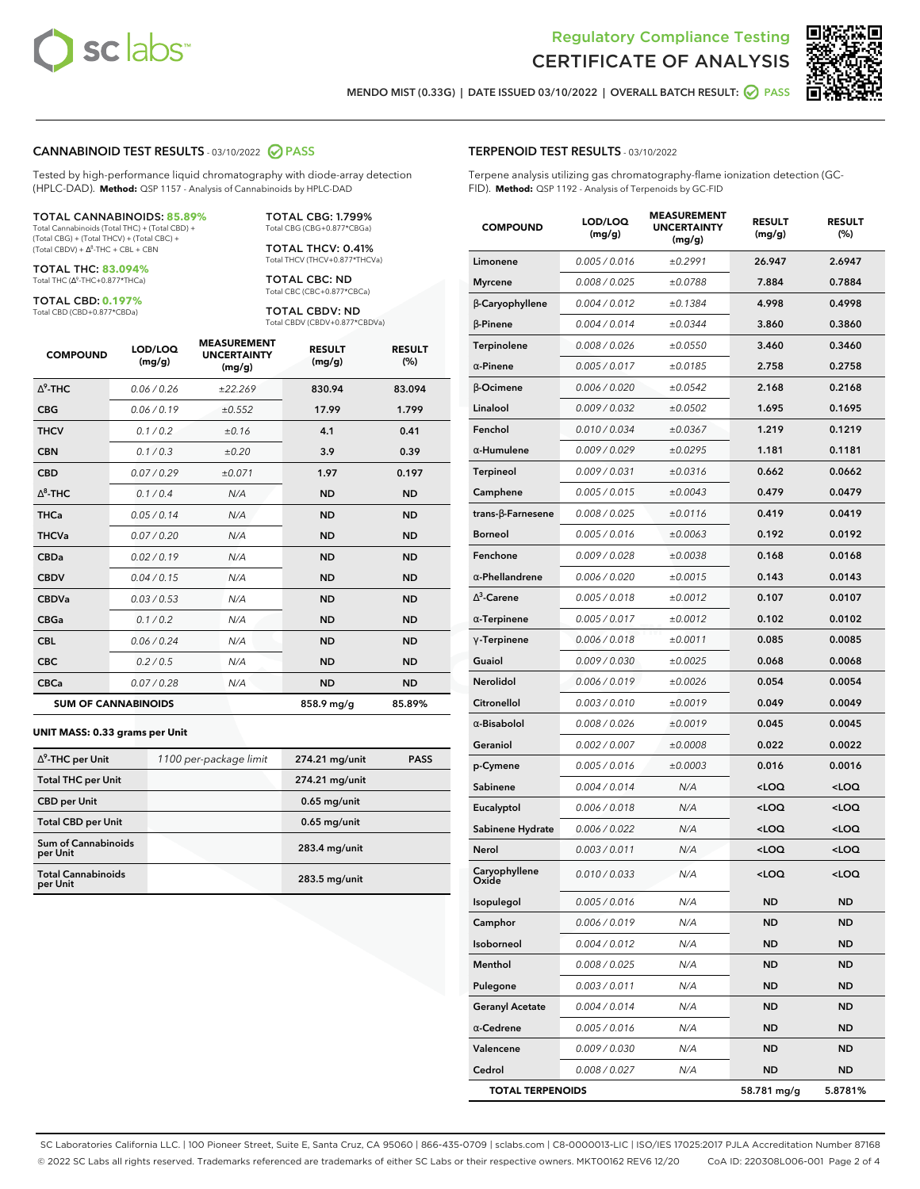Regulatory Compliance Testing
# CERTIFICATE OF ANALYSIS

MENDO MIST (0.33G) | DATE ISSUED 03/10/2022 | OVERALL BATCH RESULT: PASS

## CANNABINOID TEST RESULTS - 03/10/2022 PASS

Tested by high-performance liquid chromatography with diode-array detection (HPLC-DAD). **Method:** QSP 1157 - Analysis of Cannabinoids by HPLC-DAD

**TOTAL CANNABINOIDS: 85.89%**
Total Cannabinoids (Total THC) + (Total CBD) + (Total CBG) + (Total THCV) + (Total CBC) + (Total CBDV) + $\Delta^8$-THC + CBL + CBN

**TOTAL THC: 83.094%**
Total THC ($\Delta^9$-THC+0.877*THCa)

**TOTAL CBD: 0.197%**
Total CBD (CBD+0.877*CBDa)

**TOTAL CBG: 1.799%**
Total CBG (CBG+0.877*CBGa)

**TOTAL THCV: 0.41%**
Total THCV (THCV+0.877*THCVa)

**TOTAL CBC: ND**
Total CBC (CBC+0.877*CBCa)

**TOTAL CBDV: ND**
Total CBDV (CBDV+0.877*CBDVa)

| COMPOUND | LOD/LOQ (mg/g) | MEASUREMENT UNCERTAINTY (mg/g) | RESULT (mg/g) | RESULT (%) |
|---|---|---|---|---|
| $\Delta^9$-THC | 0.06 / 0.26 | ±22.269 | 830.94 | 83.094 |
| CBG | 0.06 / 0.19 | ±0.552 | 17.99 | 1.799 |
| THCV | 0.1 / 0.2 | ±0.16 | 4.1 | 0.41 |
| CBN | 0.1 / 0.3 | ±0.20 | 3.9 | 0.39 |
| CBD | 0.07 / 0.29 | ±0.071 | 1.97 | 0.197 |
| $\Delta^8$-THC | 0.1 / 0.4 | N/A | ND | ND |
| THCa | 0.05 / 0.14 | N/A | ND | ND |
| THCVa | 0.07 / 0.20 | N/A | ND | ND |
| CBDa | 0.02 / 0.19 | N/A | ND | ND |
| CBDV | 0.04 / 0.15 | N/A | ND | ND |
| CBDVa | 0.03 / 0.53 | N/A | ND | ND |
| CBGa | 0.1 / 0.2 | N/A | ND | ND |
| CBL | 0.06 / 0.24 | N/A | ND | ND |
| CBC | 0.2 / 0.5 | N/A | ND | ND |
| CBCa | 0.07 / 0.28 | N/A | ND | ND |
| **SUM OF CANNABINOIDS** | | | 858.9 mg/g | 85.89% |

**UNIT MASS: 0.33 grams per Unit**

| | | | |
|---|---|---|---|
| $\Delta^9$-THC per Unit | 1100 per-package limit | 274.21 mg/unit | PASS |
| Total THC per Unit | | 274.21 mg/unit | |
| CBD per Unit | | 0.65 mg/unit | |
| Total CBD per Unit | | 0.65 mg/unit | |
| Sum of Cannabinoids per Unit | | 283.4 mg/unit | |
| Total Cannabinoids per Unit | | 283.5 mg/unit | |

## TERPENOID TEST RESULTS - 03/10/2022

Terpene analysis utilizing gas chromatography-flame ionization detection (GC-FID). **Method:** QSP 1192 - Analysis of Terpenoids by GC-FID

| COMPOUND | LOD/LOQ (mg/g) | MEASUREMENT UNCERTAINTY (mg/g) | RESULT (mg/g) | RESULT (%) |
|---|---|---|---|---|
| Limonene | 0.005 / 0.016 | ±0.2991 | 26.947 | 2.6947 |
| Myrcene | 0.008 / 0.025 | ±0.0788 | 7.884 | 0.7884 |
| β-Caryophyllene | 0.004 / 0.012 | ±0.1384 | 4.998 | 0.4998 |
| β-Pinene | 0.004 / 0.014 | ±0.0344 | 3.860 | 0.3860 |
| Terpinolene | 0.008 / 0.026 | ±0.0550 | 3.460 | 0.3460 |
| α-Pinene | 0.005 / 0.017 | ±0.0185 | 2.758 | 0.2758 |
| β-Ocimene | 0.006 / 0.020 | ±0.0542 | 2.168 | 0.2168 |
| Linalool | 0.009 / 0.032 | ±0.0502 | 1.695 | 0.1695 |
| Fenchol | 0.010 / 0.034 | ±0.0367 | 1.219 | 0.1219 |
| α-Humulene | 0.009 / 0.029 | ±0.0295 | 1.181 | 0.1181 |
| Terpineol | 0.009 / 0.031 | ±0.0316 | 0.662 | 0.0662 |
| Camphene | 0.005 / 0.015 | ±0.0043 | 0.479 | 0.0479 |
| trans-β-Farnesene | 0.008 / 0.025 | ±0.0116 | 0.419 | 0.0419 |
| Borneol | 0.005 / 0.016 | ±0.0063 | 0.192 | 0.0192 |
| Fenchone | 0.009 / 0.028 | ±0.0038 | 0.168 | 0.0168 |
| α-Phellandrene | 0.006 / 0.020 | ±0.0015 | 0.143 | 0.0143 |
| $\Delta^3$-Carene | 0.005 / 0.018 | ±0.0012 | 0.107 | 0.0107 |
| α-Terpinene | 0.005 / 0.017 | ±0.0012 | 0.102 | 0.0102 |
| γ-Terpinene | 0.006 / 0.018 | ±0.0011 | 0.085 | 0.0085 |
| Guaiol | 0.009 / 0.030 | ±0.0025 | 0.068 | 0.0068 |
| Nerolidol | 0.006 / 0.019 | ±0.0026 | 0.054 | 0.0054 |
| Citronellol | 0.003 / 0.010 | ±0.0019 | 0.049 | 0.0049 |
| α-Bisabolol | 0.008 / 0.026 | ±0.0019 | 0.045 | 0.0045 |
| Geraniol | 0.002 / 0.007 | ±0.0008 | 0.022 | 0.0022 |
| p-Cymene | 0.005 / 0.016 | ±0.0003 | 0.016 | 0.0016 |
| Sabinene | 0.004 / 0.014 | N/A | <LOQ | <LOQ |
| Eucalyptol | 0.006 / 0.018 | N/A | <LOQ | <LOQ |
| Sabinene Hydrate | 0.006 / 0.022 | N/A | <LOQ | <LOQ |
| Nerol | 0.003 / 0.011 | N/A | <LOQ | <LOQ |
| Caryophyllene Oxide | 0.010 / 0.033 | N/A | <LOQ | <LOQ |
| Isopulegol | 0.005 / 0.016 | N/A | ND | ND |
| Camphor | 0.006 / 0.019 | N/A | ND | ND |
| Isoborneol | 0.004 / 0.012 | N/A | ND | ND |
| Menthol | 0.008 / 0.025 | N/A | ND | ND |
| Pulegone | 0.003 / 0.011 | N/A | ND | ND |
| Geranyl Acetate | 0.004 / 0.014 | N/A | ND | ND |
| α-Cedrene | 0.005 / 0.016 | N/A | ND | ND |
| Valencene | 0.009 / 0.030 | N/A | ND | ND |
| Cedrol | 0.008 / 0.027 | N/A | ND | ND |
| **TOTAL TERPENOIDS** | | | 58.781 mg/g | 5.8781% |

SC Laboratories California LLC. | 100 Pioneer Street, Suite E, Santa Cruz, CA 95060 | 866-435-0709 | sclabs.com | C8-0000013-LIC | ISO/IES 17025:2017 PJLA Accreditation Number 87168
© 2022 SC Labs all rights reserved. Trademarks referenced are trademarks of either SC Labs or their respective owners. MKT00162 REV6 12/20 CoA ID: 220308L006-001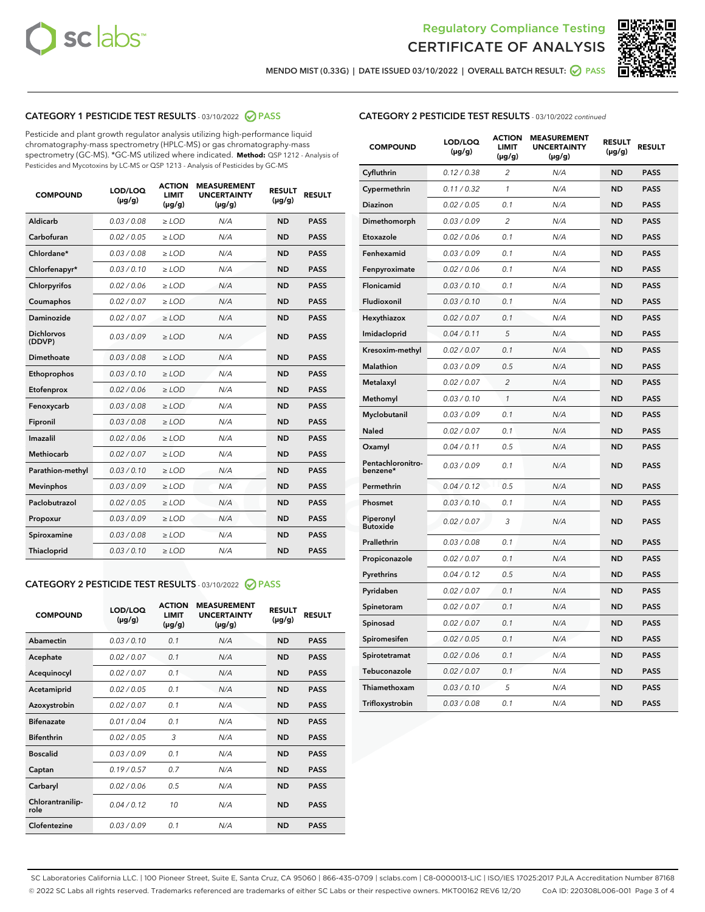Regulatory Compliance Testing
CERTIFICATE OF ANALYSIS

MENDO MIST (0.33G) | DATE ISSUED 03/10/2022 | OVERALL BATCH RESULT: PASS

## CATEGORY 1 PESTICIDE TEST RESULTS - 03/10/2022 PASS

Pesticide and plant growth regulator analysis utilizing high-performance liquid chromatography-mass spectrometry (HPLC-MS) or gas chromatography-mass spectrometry (GC-MS). *GC-MS utilized where indicated. **Method:** QSP 1212 - Analysis of Pesticides and Mycotoxins by LC-MS or QSP 1213 - Analysis of Pesticides by GC-MS

| COMPOUND | LOD/LOQ (µg/g) | ACTION LIMIT (µg/g) | MEASUREMENT UNCERTAINTY (µg/g) | RESULT (µg/g) | RESULT |
|---|---|---|---|---|---|
| Aldicarb | 0.03 / 0.08 | ≥ LOD | N/A | ND | PASS |
| Carbofuran | 0.02 / 0.05 | ≥ LOD | N/A | ND | PASS |
| Chlordane* | 0.03 / 0.08 | ≥ LOD | N/A | ND | PASS |
| Chlorfenapyr* | 0.03 / 0.10 | ≥ LOD | N/A | ND | PASS |
| Chlorpyrifos | 0.02 / 0.06 | ≥ LOD | N/A | ND | PASS |
| Coumaphos | 0.02 / 0.07 | ≥ LOD | N/A | ND | PASS |
| Daminozide | 0.02 / 0.07 | ≥ LOD | N/A | ND | PASS |
| Dichlorvos (DDVP) | 0.03 / 0.09 | ≥ LOD | N/A | ND | PASS |
| Dimethoate | 0.03 / 0.08 | ≥ LOD | N/A | ND | PASS |
| Ethoprophos | 0.03 / 0.10 | ≥ LOD | N/A | ND | PASS |
| Etofenprox | 0.02 / 0.06 | ≥ LOD | N/A | ND | PASS |
| Fenoxycarb | 0.03 / 0.08 | ≥ LOD | N/A | ND | PASS |
| Fipronil | 0.03 / 0.08 | ≥ LOD | N/A | ND | PASS |
| Imazalil | 0.02 / 0.06 | ≥ LOD | N/A | ND | PASS |
| Methiocarb | 0.02 / 0.07 | ≥ LOD | N/A | ND | PASS |
| Parathion-methyl | 0.03 / 0.10 | ≥ LOD | N/A | ND | PASS |
| Mevinphos | 0.03 / 0.09 | ≥ LOD | N/A | ND | PASS |
| Paclobutrazol | 0.02 / 0.05 | ≥ LOD | N/A | ND | PASS |
| Propoxur | 0.03 / 0.09 | ≥ LOD | N/A | ND | PASS |
| Spiroxamine | 0.03 / 0.08 | ≥ LOD | N/A | ND | PASS |
| Thiacloprid | 0.03 / 0.10 | ≥ LOD | N/A | ND | PASS |

## CATEGORY 2 PESTICIDE TEST RESULTS - 03/10/2022 PASS

| COMPOUND | LOD/LOQ (µg/g) | ACTION LIMIT (µg/g) | MEASUREMENT UNCERTAINTY (µg/g) | RESULT (µg/g) | RESULT |
|---|---|---|---|---|---|
| Abamectin | 0.03 / 0.10 | 0.1 | N/A | ND | PASS |
| Acephate | 0.02 / 0.07 | 0.1 | N/A | ND | PASS |
| Acequinocyl | 0.02 / 0.07 | 0.1 | N/A | ND | PASS |
| Acetamiprid | 0.02 / 0.05 | 0.1 | N/A | ND | PASS |
| Azoxystrobin | 0.02 / 0.07 | 0.1 | N/A | ND | PASS |
| Bifenazate | 0.01 / 0.04 | 0.1 | N/A | ND | PASS |
| Bifenthrin | 0.02 / 0.05 | 3 | N/A | ND | PASS |
| Boscalid | 0.03 / 0.09 | 0.1 | N/A | ND | PASS |
| Captan | 0.19 / 0.57 | 0.7 | N/A | ND | PASS |
| Carbaryl | 0.02 / 0.06 | 0.5 | N/A | ND | PASS |
| Chlorantraniliprole | 0.04 / 0.12 | 10 | N/A | ND | PASS |
| Clofentezine | 0.03 / 0.09 | 0.1 | N/A | ND | PASS |
| Cyfluthrin | 0.12 / 0.38 | 2 | N/A | ND | PASS |
| Cypermethrin | 0.11 / 0.32 | 1 | N/A | ND | PASS |
| Diazinon | 0.02 / 0.05 | 0.1 | N/A | ND | PASS |
| Dimethomorph | 0.03 / 0.09 | 2 | N/A | ND | PASS |
| Etoxazole | 0.02 / 0.06 | 0.1 | N/A | ND | PASS |
| Fenhexamid | 0.03 / 0.09 | 0.1 | N/A | ND | PASS |
| Fenpyroximate | 0.02 / 0.06 | 0.1 | N/A | ND | PASS |
| Flonicamid | 0.03 / 0.10 | 0.1 | N/A | ND | PASS |
| Fludioxonil | 0.03 / 0.10 | 0.1 | N/A | ND | PASS |
| Hexythiazox | 0.02 / 0.07 | 0.1 | N/A | ND | PASS |
| Imidacloprid | 0.04 / 0.11 | 5 | N/A | ND | PASS |
| Kresoxim-methyl | 0.02 / 0.07 | 0.1 | N/A | ND | PASS |
| Malathion | 0.03 / 0.09 | 0.5 | N/A | ND | PASS |
| Metalaxyl | 0.02 / 0.07 | 2 | N/A | ND | PASS |
| Methomyl | 0.03 / 0.10 | 1 | N/A | ND | PASS |
| Myclobutanil | 0.03 / 0.09 | 0.1 | N/A | ND | PASS |
| Naled | 0.02 / 0.07 | 0.1 | N/A | ND | PASS |
| Oxamyl | 0.04 / 0.11 | 0.5 | N/A | ND | PASS |
| Pentachloronitrobenzene* | 0.03 / 0.09 | 0.1 | N/A | ND | PASS |
| Permethrin | 0.04 / 0.12 | 0.5 | N/A | ND | PASS |
| Phosmet | 0.03 / 0.10 | 0.1 | N/A | ND | PASS |
| Piperonyl Butoxide | 0.02 / 0.07 | 3 | N/A | ND | PASS |
| Prallethrin | 0.03 / 0.08 | 0.1 | N/A | ND | PASS |
| Propiconazole | 0.02 / 0.07 | 0.1 | N/A | ND | PASS |
| Pyrethrins | 0.04 / 0.12 | 0.5 | N/A | ND | PASS |
| Pyridaben | 0.02 / 0.07 | 0.1 | N/A | ND | PASS |
| Spinetoram | 0.02 / 0.07 | 0.1 | N/A | ND | PASS |
| Spinosad | 0.02 / 0.07 | 0.1 | N/A | ND | PASS |
| Spiromesifen | 0.02 / 0.05 | 0.1 | N/A | ND | PASS |
| Spirotetramat | 0.02 / 0.06 | 0.1 | N/A | ND | PASS |
| Tebuconazole | 0.02 / 0.07 | 0.1 | N/A | ND | PASS |
| Thiamethoxam | 0.03 / 0.10 | 5 | N/A | ND | PASS |
| Trifloxystrobin | 0.03 / 0.08 | 0.1 | N/A | ND | PASS |

SC Laboratories California LLC. | 100 Pioneer Street, Suite E, Santa Cruz, CA 95060 | 866-435-0709 | sclabs.com | C8-0000013-LIC | ISO/IES 17025:2017 PJLA Accreditation Number 87168
© 2022 SC Labs all rights reserved. Trademarks referenced are trademarks of either SC Labs or their respective owners. MKT00162 REV6 12/20 CoA ID: 220308L006-001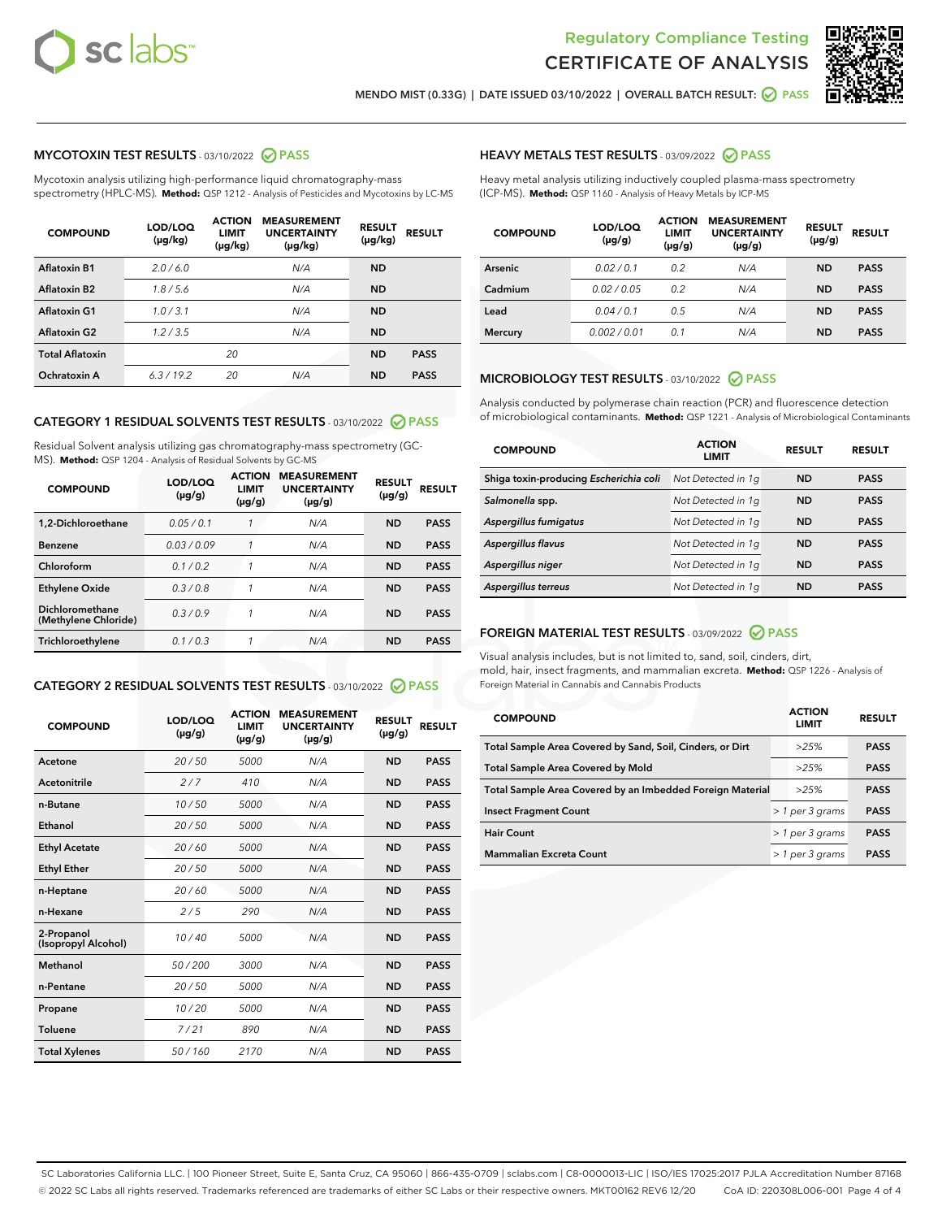Regulatory Compliance Testing
# CERTIFICATE OF ANALYSIS

MENDO MIST (0.33G) | DATE ISSUED 03/10/2022 | OVERALL BATCH RESULT: PASS

## MYCOTOXIN TEST RESULTS - 03/10/2022 PASS

Mycotoxin analysis utilizing high-performance liquid chromatography-mass spectrometry (HPLC-MS). **Method:** QSP 1212 - Analysis of Pesticides and Mycotoxins by LC-MS

| COMPOUND | LOD/LOQ (µg/kg) | ACTION LIMIT (µg/kg) | MEASUREMENT UNCERTAINTY (µg/kg) | RESULT (µg/kg) | RESULT |
|---|---|---|---|---|---|
| Aflatoxin B1 | 2.0 / 6.0 | | N/A | ND | |
| Aflatoxin B2 | 1.8 / 5.6 | | N/A | ND | |
| Aflatoxin G1 | 1.0 / 3.1 | | N/A | ND | |
| Aflatoxin G2 | 1.2 / 3.5 | | N/A | ND | |
| Total Aflatoxin | | 20 | | ND | PASS |
| Ochratoxin A | 6.3 / 19.2 | 20 | N/A | ND | PASS |

## CATEGORY 1 RESIDUAL SOLVENTS TEST RESULTS - 03/10/2022 PASS

Residual Solvent analysis utilizing gas chromatography-mass spectrometry (GC-MS). **Method:** QSP 1204 - Analysis of Residual Solvents by GC-MS

| COMPOUND | LOD/LOQ (µg/g) | ACTION LIMIT (µg/g) | MEASUREMENT UNCERTAINTY (µg/g) | RESULT (µg/g) | RESULT |
|---|---|---|---|---|---|
| 1,2-Dichloroethane | 0.05 / 0.1 | 1 | N/A | ND | PASS |
| Benzene | 0.03 / 0.09 | 1 | N/A | ND | PASS |
| Chloroform | 0.1 / 0.2 | 1 | N/A | ND | PASS |
| Ethylene Oxide | 0.3 / 0.8 | 1 | N/A | ND | PASS |
| Dichloromethane (Methylene Chloride) | 0.3 / 0.9 | 1 | N/A | ND | PASS |
| Trichloroethylene | 0.1 / 0.3 | 1 | N/A | ND | PASS |

## CATEGORY 2 RESIDUAL SOLVENTS TEST RESULTS - 03/10/2022 PASS

| COMPOUND | LOD/LOQ (µg/g) | ACTION LIMIT (µg/g) | MEASUREMENT UNCERTAINTY (µg/g) | RESULT (µg/g) | RESULT |
|---|---|---|---|---|---|
| Acetone | 20 / 50 | 5000 | N/A | ND | PASS |
| Acetonitrile | 2 / 7 | 410 | N/A | ND | PASS |
| n-Butane | 10 / 50 | 5000 | N/A | ND | PASS |
| Ethanol | 20 / 50 | 5000 | N/A | ND | PASS |
| Ethyl Acetate | 20 / 60 | 5000 | N/A | ND | PASS |
| Ethyl Ether | 20 / 50 | 5000 | N/A | ND | PASS |
| n-Heptane | 20 / 60 | 5000 | N/A | ND | PASS |
| n-Hexane | 2 / 5 | 290 | N/A | ND | PASS |
| 2-Propanol (Isopropyl Alcohol) | 10 / 40 | 5000 | N/A | ND | PASS |
| Methanol | 50 / 200 | 3000 | N/A | ND | PASS |
| n-Pentane | 20 / 50 | 5000 | N/A | ND | PASS |
| Propane | 10 / 20 | 5000 | N/A | ND | PASS |
| Toluene | 7 / 21 | 890 | N/A | ND | PASS |
| Total Xylenes | 50 / 160 | 2170 | N/A | ND | PASS |

## HEAVY METALS TEST RESULTS - 03/09/2022 PASS

Heavy metal analysis utilizing inductively coupled plasma-mass spectrometry (ICP-MS). **Method:** QSP 1160 - Analysis of Heavy Metals by ICP-MS

| COMPOUND | LOD/LOQ (µg/g) | ACTION LIMIT (µg/g) | MEASUREMENT UNCERTAINTY (µg/g) | RESULT (µg/g) | RESULT |
|---|---|---|---|---|---|
| Arsenic | 0.02 / 0.1 | 0.2 | N/A | ND | PASS |
| Cadmium | 0.02 / 0.05 | 0.2 | N/A | ND | PASS |
| Lead | 0.04 / 0.1 | 0.5 | N/A | ND | PASS |
| Mercury | 0.002 / 0.01 | 0.1 | N/A | ND | PASS |

## MICROBIOLOGY TEST RESULTS - 03/10/2022 PASS

Analysis conducted by polymerase chain reaction (PCR) and fluorescence detection of microbiological contaminants. **Method:** QSP 1221 - Analysis of Microbiological Contaminants

| COMPOUND | ACTION LIMIT | RESULT | RESULT |
|---|---|---|---|
| Shiga toxin-producing *Escherichia coli* | Not Detected in 1g | ND | PASS |
| *Salmonella* spp. | Not Detected in 1g | ND | PASS |
| *Aspergillus fumigatus* | Not Detected in 1g | ND | PASS |
| *Aspergillus flavus* | Not Detected in 1g | ND | PASS |
| *Aspergillus niger* | Not Detected in 1g | ND | PASS |
| *Aspergillus terreus* | Not Detected in 1g | ND | PASS |

## FOREIGN MATERIAL TEST RESULTS - 03/09/2022 PASS

Visual analysis includes, but is not limited to, sand, soil, cinders, dirt, mold, hair, insect fragments, and mammalian excreta. **Method:** QSP 1226 - Analysis of Foreign Material in Cannabis and Cannabis Products

| COMPOUND | ACTION LIMIT | RESULT |
|---|---|---|
| Total Sample Area Covered by Sand, Soil, Cinders, or Dirt | >25% | PASS |
| Total Sample Area Covered by Mold | >25% | PASS |
| Total Sample Area Covered by an Imbedded Foreign Material | >25% | PASS |
| Insect Fragment Count | > 1 per 3 grams | PASS |
| Hair Count | > 1 per 3 grams | PASS |
| Mammalian Excreta Count | > 1 per 3 grams | PASS |

SC Laboratories California LLC. | 100 Pioneer Street, Suite E, Santa Cruz, CA 95060 | 866-435-0709 | sclabs.com | C8-0000013-LIC | ISO/IES 17025:2017 PJLA Accreditation Number 87168
© 2022 SC Labs all rights reserved. Trademarks referenced are trademarks of either SC Labs or their respective owners. MKT00162 REV6 12/20 CoA ID: 220308L006-001